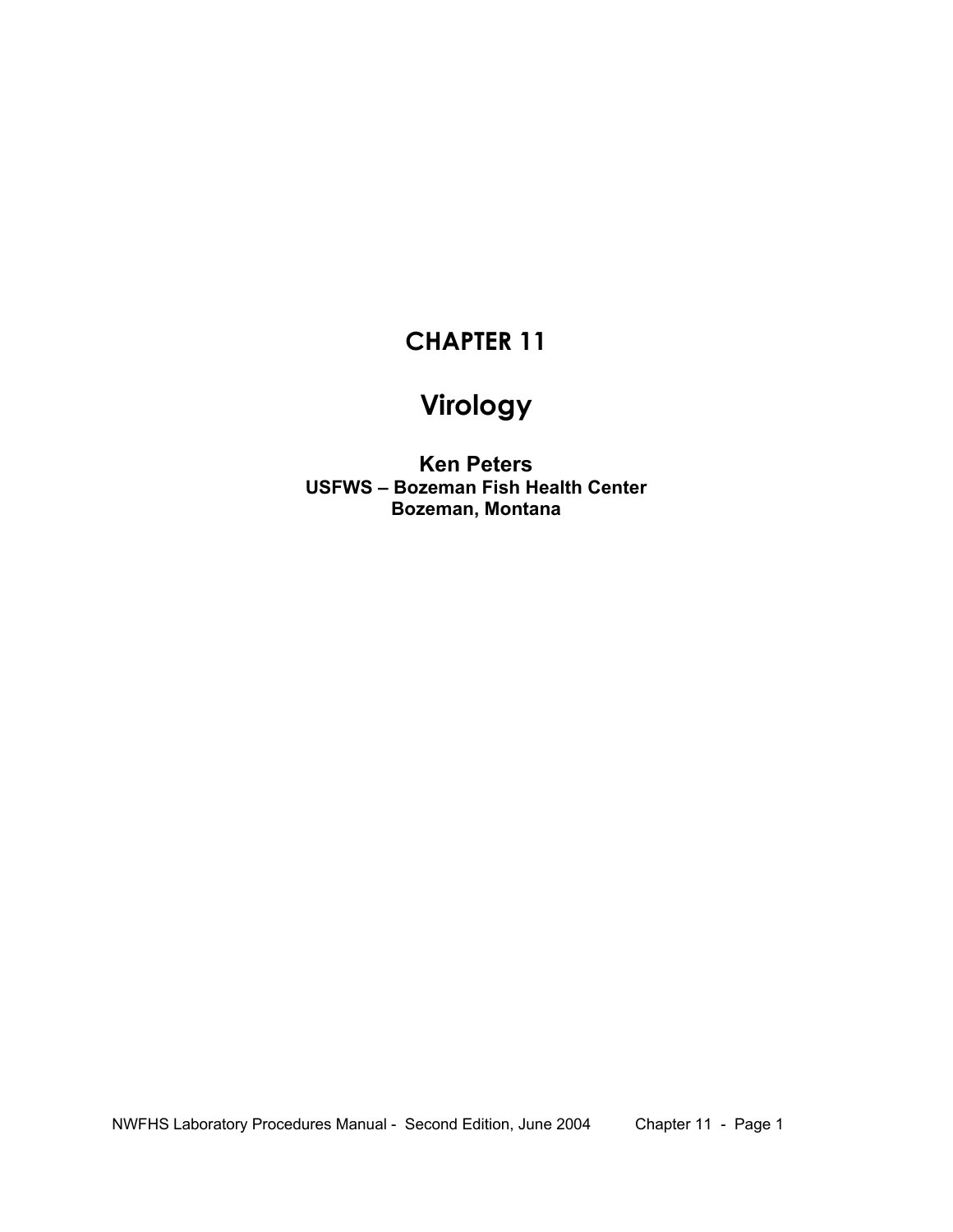# CHAPTER 11

# Virology

**Ken Peters**
**USFWS – Bozeman Fish Health Center**
**Bozeman, Montana**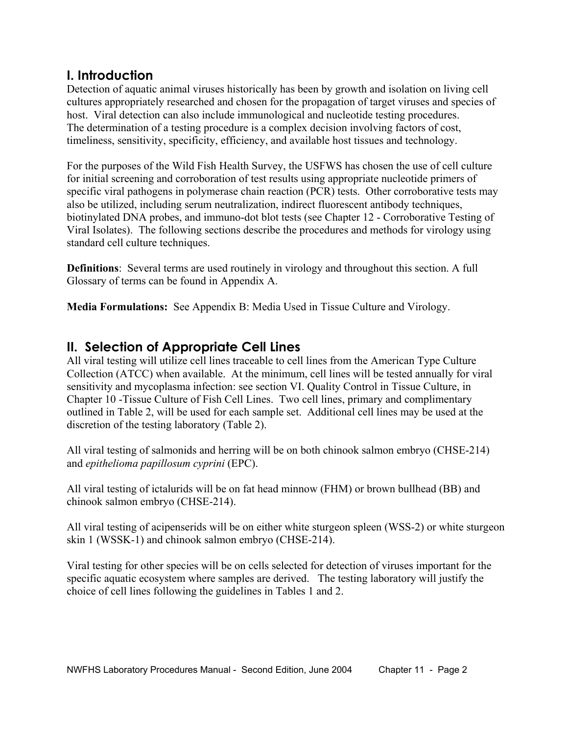## I. Introduction

Detection of aquatic animal viruses historically has been by growth and isolation on living cell cultures appropriately researched and chosen for the propagation of target viruses and species of host. Viral detection can also include immunological and nucleotide testing procedures. The determination of a testing procedure is a complex decision involving factors of cost, timeliness, sensitivity, specificity, efficiency, and available host tissues and technology.

For the purposes of the Wild Fish Health Survey, the USFWS has chosen the use of cell culture for initial screening and corroboration of test results using appropriate nucleotide primers of specific viral pathogens in polymerase chain reaction (PCR) tests. Other corroborative tests may also be utilized, including serum neutralization, indirect fluorescent antibody techniques, biotinylated DNA probes, and immuno-dot blot tests (see Chapter 12 - Corroborative Testing of Viral Isolates). The following sections describe the procedures and methods for virology using standard cell culture techniques.

**Definitions**: Several terms are used routinely in virology and throughout this section. A full Glossary of terms can be found in Appendix A.

**Media Formulations:** See Appendix B: Media Used in Tissue Culture and Virology.

## II. Selection of Appropriate Cell Lines

All viral testing will utilize cell lines traceable to cell lines from the American Type Culture Collection (ATCC) when available. At the minimum, cell lines will be tested annually for viral sensitivity and mycoplasma infection: see section VI. Quality Control in Tissue Culture, in Chapter 10 -Tissue Culture of Fish Cell Lines. Two cell lines, primary and complimentary outlined in Table 2, will be used for each sample set. Additional cell lines may be used at the discretion of the testing laboratory (Table 2).

All viral testing of salmonids and herring will be on both chinook salmon embryo (CHSE-214) and *epithelioma papillosum cyprini* (EPC).

All viral testing of ictalurids will be on fat head minnow (FHM) or brown bullhead (BB) and chinook salmon embryo (CHSE-214).

All viral testing of acipenserids will be on either white sturgeon spleen (WSS-2) or white sturgeon skin 1 (WSSK-1) and chinook salmon embryo (CHSE-214).

Viral testing for other species will be on cells selected for detection of viruses important for the specific aquatic ecosystem where samples are derived. The testing laboratory will justify the choice of cell lines following the guidelines in Tables 1 and 2.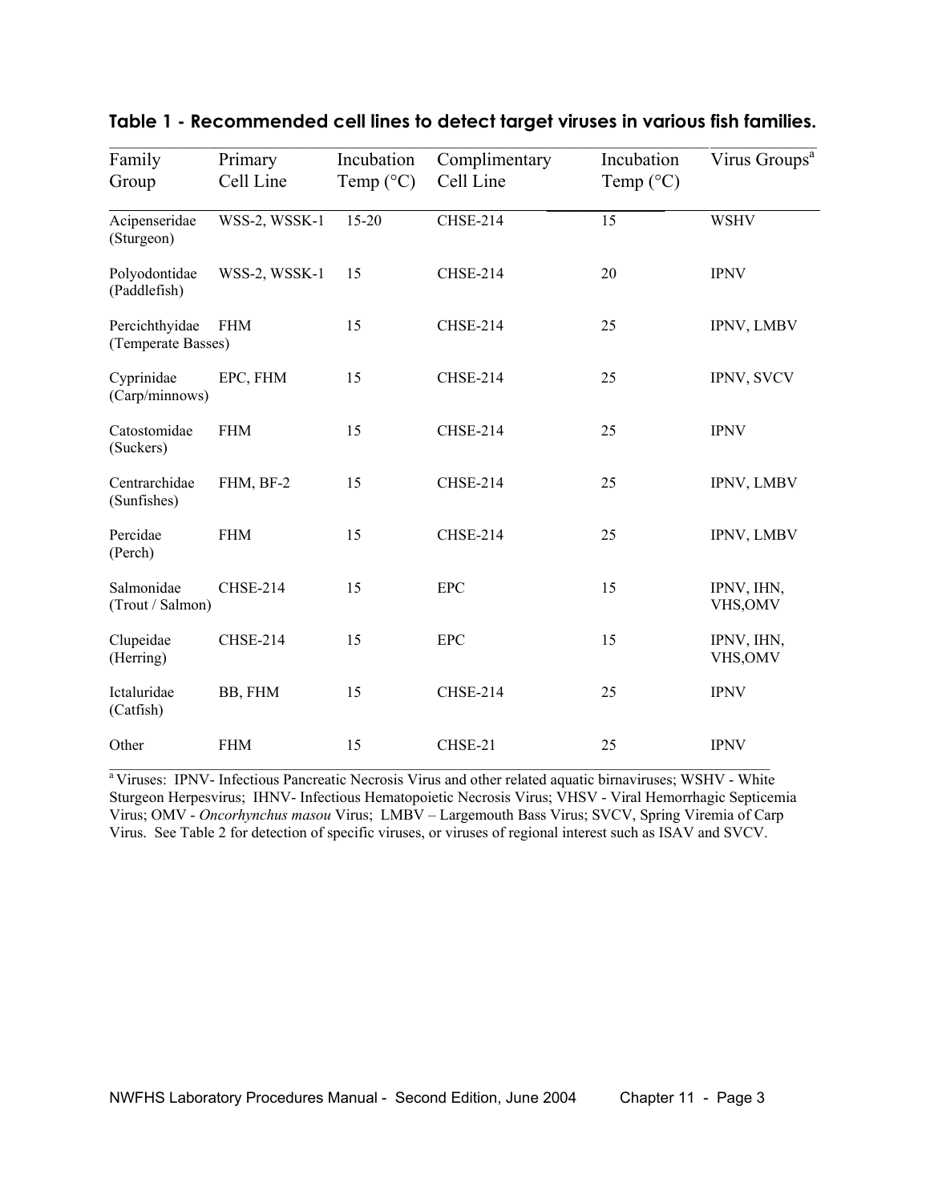**Table 1 - Recommended cell lines to detect target viruses in various fish families.**

| Family Group | Primary Cell Line | Incubation Temp (°C) | Complimentary Cell Line | Incubation Temp (°C) | Virus Groups[a] |
|---|---|---|---|---|---|
| Acipenseridae (Sturgeon) | WSS-2, WSSK-1 | 15-20 | CHSE-214 | 15 | WSHV |
| Polyodontidae (Paddlefish) | WSS-2, WSSK-1 | 15 | CHSE-214 | 20 | IPNV |
| Percichthyidae (Temperate Basses) | FHM | 15 | CHSE-214 | 25 | IPNV, LMBV |
| Cyprinidae (Carp/minnows) | EPC, FHM | 15 | CHSE-214 | 25 | IPNV, SVCV |
| Catostomidae (Suckers) | FHM | 15 | CHSE-214 | 25 | IPNV |
| Centrarchidae (Sunfishes) | FHM, BF-2 | 15 | CHSE-214 | 25 | IPNV, LMBV |
| Percidae (Perch) | FHM | 15 | CHSE-214 | 25 | IPNV, LMBV |
| Salmonidae (Trout / Salmon) | CHSE-214 | 15 | EPC | 15 | IPNV, IHN, VHS,OMV |
| Clupeidae (Herring) | CHSE-214 | 15 | EPC | 15 | IPNV, IHN, VHS,OMV |
| Ictaluridae (Catfish) | BB, FHM | 15 | CHSE-214 | 25 | IPNV |
| Other | FHM | 15 | CHSE-21 | 25 | IPNV |

[a] Viruses: IPNV- Infectious Pancreatic Necrosis Virus and other related aquatic birnaviruses; WSHV - White Sturgeon Herpesvirus; IHNV- Infectious Hematopoietic Necrosis Virus; VHSV - Viral Hemorrhagic Septicemia Virus; OMV - *Oncorhynchus masou* Virus; LMBV – Largemouth Bass Virus; SVCV, Spring Viremia of Carp Virus. See Table 2 for detection of specific viruses, or viruses of regional interest such as ISAV and SVCV.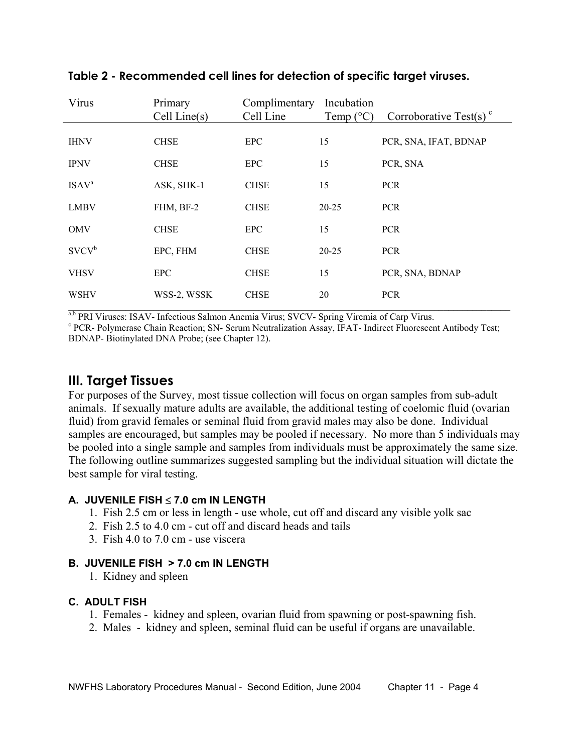**Table 2 - Recommended cell lines for detection of specific target viruses.**

| Virus | Primary Cell Line(s) | Complimentary Cell Line | Incubation Temp (°C) | Corroborative Test(s) [c] |
|---|---|---|---|---|
| IHNV | CHSE | EPC | 15 | PCR, SNA, IFAT, BDNAP |
| IPNV | CHSE | EPC | 15 | PCR, SNA |
| ISAV[a] | ASK, SHK-1 | CHSE | 15 | PCR |
| LMBV | FHM, BF-2 | CHSE | 20-25 | PCR |
| OMV | CHSE | EPC | 15 | PCR |
| SVCV[b] | EPC, FHM | CHSE | 20-25 | PCR |
| VHSV | EPC | CHSE | 15 | PCR, SNA, BDNAP |
| WSHV | WSS-2, WSSK | CHSE | 20 | PCR |

[a,b] PRI Viruses: ISAV- Infectious Salmon Anemia Virus; SVCV- Spring Viremia of Carp Virus.
[c] PCR- Polymerase Chain Reaction; SN- Serum Neutralization Assay, IFAT- Indirect Fluorescent Antibody Test; BDNAP- Biotinylated DNA Probe; (see Chapter 12).

## III. Target Tissues

For purposes of the Survey, most tissue collection will focus on organ samples from sub-adult animals. If sexually mature adults are available, the additional testing of coelomic fluid (ovarian fluid) from gravid females or seminal fluid from gravid males may also be done. Individual samples are encouraged, but samples may be pooled if necessary. No more than 5 individuals may be pooled into a single sample and samples from individuals must be approximately the same size. The following outline summarizes suggested sampling but the individual situation will dictate the best sample for viral testing.

#### A. JUVENILE FISH ≤ 7.0 cm IN LENGTH

1. Fish 2.5 cm or less in length - use whole, cut off and discard any visible yolk sac
2. Fish 2.5 to 4.0 cm - cut off and discard heads and tails
3. Fish 4.0 to 7.0 cm - use viscera

#### B. JUVENILE FISH > 7.0 cm IN LENGTH

1. Kidney and spleen

#### C. ADULT FISH

1. Females - kidney and spleen, ovarian fluid from spawning or post-spawning fish.
2. Males - kidney and spleen, seminal fluid can be useful if organs are unavailable.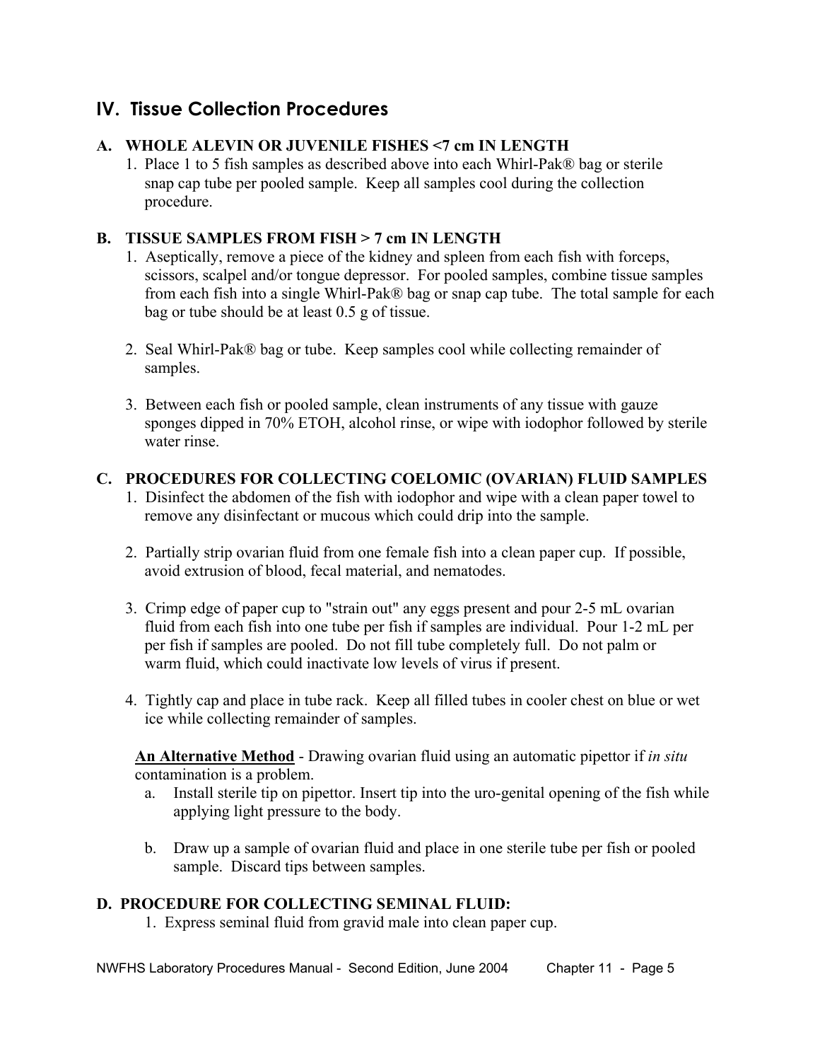## IV. Tissue Collection Procedures

### A. WHOLE ALEVIN OR JUVENILE FISHES <7 cm IN LENGTH

1. Place 1 to 5 fish samples as described above into each Whirl-Pak® bag or sterile snap cap tube per pooled sample. Keep all samples cool during the collection procedure.

### B. TISSUE SAMPLES FROM FISH > 7 cm IN LENGTH

1. Aseptically, remove a piece of the kidney and spleen from each fish with forceps, scissors, scalpel and/or tongue depressor. For pooled samples, combine tissue samples from each fish into a single Whirl-Pak® bag or snap cap tube. The total sample for each bag or tube should be at least 0.5 g of tissue.

2. Seal Whirl-Pak® bag or tube. Keep samples cool while collecting remainder of samples.

3. Between each fish or pooled sample, clean instruments of any tissue with gauze sponges dipped in 70% ETOH, alcohol rinse, or wipe with iodophor followed by sterile water rinse.

### C. PROCEDURES FOR COLLECTING COELOMIC (OVARIAN) FLUID SAMPLES

1. Disinfect the abdomen of the fish with iodophor and wipe with a clean paper towel to remove any disinfectant or mucous which could drip into the sample.

2. Partially strip ovarian fluid from one female fish into a clean paper cup. If possible, avoid extrusion of blood, fecal material, and nematodes.

3. Crimp edge of paper cup to "strain out" any eggs present and pour 2-5 mL ovarian fluid from each fish into one tube per fish if samples are individual. Pour 1-2 mL per per fish if samples are pooled. Do not fill tube completely full. Do not palm or warm fluid, which could inactivate low levels of virus if present.

4. Tightly cap and place in tube rack. Keep all filled tubes in cooler chest on blue or wet ice while collecting remainder of samples.

<u>**An Alternative Method**</u> - Drawing ovarian fluid using an automatic pipettor if *in situ* contamination is a problem.

a. Install sterile tip on pipettor. Insert tip into the uro-genital opening of the fish while applying light pressure to the body.

b. Draw up a sample of ovarian fluid and place in one sterile tube per fish or pooled sample. Discard tips between samples.

### D. PROCEDURE FOR COLLECTING SEMINAL FLUID:

1. Express seminal fluid from gravid male into clean paper cup.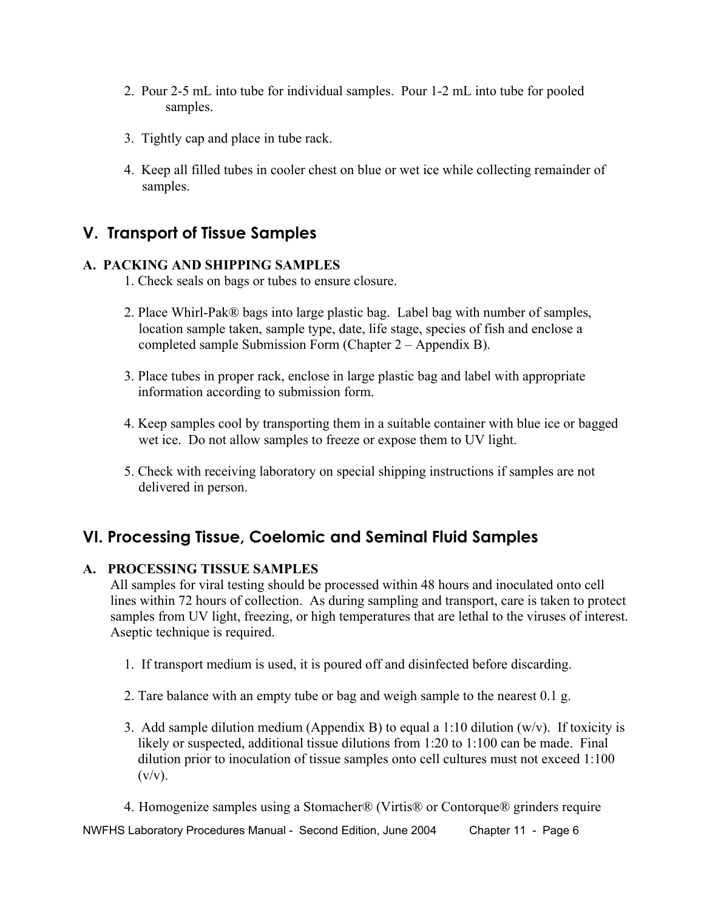2. Pour 2-5 mL into tube for individual samples. Pour 1-2 mL into tube for pooled samples.

3. Tightly cap and place in tube rack.

4. Keep all filled tubes in cooler chest on blue or wet ice while collecting remainder of samples.

## V. Transport of Tissue Samples

### A. PACKING AND SHIPPING SAMPLES

1. Check seals on bags or tubes to ensure closure.

2. Place Whirl-Pak® bags into large plastic bag. Label bag with number of samples, location sample taken, sample type, date, life stage, species of fish and enclose a completed sample Submission Form (Chapter 2 – Appendix B).

3. Place tubes in proper rack, enclose in large plastic bag and label with appropriate information according to submission form.

4. Keep samples cool by transporting them in a suitable container with blue ice or bagged wet ice. Do not allow samples to freeze or expose them to UV light.

5. Check with receiving laboratory on special shipping instructions if samples are not delivered in person.

## VI. Processing Tissue, Coelomic and Seminal Fluid Samples

### A. PROCESSING TISSUE SAMPLES

All samples for viral testing should be processed within 48 hours and inoculated onto cell lines within 72 hours of collection. As during sampling and transport, care is taken to protect samples from UV light, freezing, or high temperatures that are lethal to the viruses of interest. Aseptic technique is required.

1. If transport medium is used, it is poured off and disinfected before discarding.

2. Tare balance with an empty tube or bag and weigh sample to the nearest 0.1 g.

3. Add sample dilution medium (Appendix B) to equal a 1:10 dilution (w/v). If toxicity is likely or suspected, additional tissue dilutions from 1:20 to 1:100 can be made. Final dilution prior to inoculation of tissue samples onto cell cultures must not exceed 1:100 (v/v).

4. Homogenize samples using a Stomacher® (Virtis® or Contorque® grinders require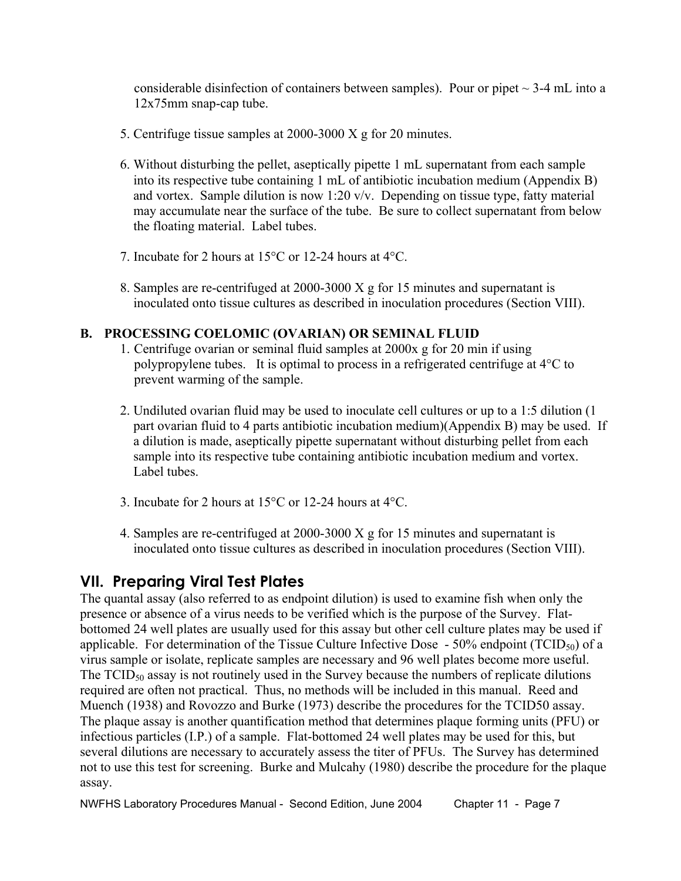considerable disinfection of containers between samples). Pour or pipet ~ 3-4 mL into a 12x75mm snap-cap tube.

5. Centrifuge tissue samples at 2000-3000 X g for 20 minutes.

6. Without disturbing the pellet, aseptically pipette 1 mL supernatant from each sample into its respective tube containing 1 mL of antibiotic incubation medium (Appendix B) and vortex. Sample dilution is now 1:20 v/v. Depending on tissue type, fatty material may accumulate near the surface of the tube. Be sure to collect supernatant from below the floating material. Label tubes.

7. Incubate for 2 hours at 15°C or 12-24 hours at 4°C.

8. Samples are re-centrifuged at 2000-3000 X g for 15 minutes and supernatant is inoculated onto tissue cultures as described in inoculation procedures (Section VIII).

### B. PROCESSING COELOMIC (OVARIAN) OR SEMINAL FLUID

1. Centrifuge ovarian or seminal fluid samples at 2000x g for 20 min if using polypropylene tubes. It is optimal to process in a refrigerated centrifuge at 4°C to prevent warming of the sample.

2. Undiluted ovarian fluid may be used to inoculate cell cultures or up to a 1:5 dilution (1 part ovarian fluid to 4 parts antibiotic incubation medium)(Appendix B) may be used. If a dilution is made, aseptically pipette supernatant without disturbing pellet from each sample into its respective tube containing antibiotic incubation medium and vortex. Label tubes.

3. Incubate for 2 hours at 15°C or 12-24 hours at 4°C.

4. Samples are re-centrifuged at 2000-3000 X g for 15 minutes and supernatant is inoculated onto tissue cultures as described in inoculation procedures (Section VIII).

## VII. Preparing Viral Test Plates

The quantal assay (also referred to as endpoint dilution) is used to examine fish when only the presence or absence of a virus needs to be verified which is the purpose of the Survey. Flat-bottomed 24 well plates are usually used for this assay but other cell culture plates may be used if applicable. For determination of the Tissue Culture Infective Dose - 50% endpoint ($TCID_{50}$) of a virus sample or isolate, replicate samples are necessary and 96 well plates become more useful. The $TCID_{50}$ assay is not routinely used in the Survey because the numbers of replicate dilutions required are often not practical. Thus, no methods will be included in this manual. Reed and Muench (1938) and Rovozzo and Burke (1973) describe the procedures for the TCID50 assay. The plaque assay is another quantification method that determines plaque forming units (PFU) or infectious particles (I.P.) of a sample. Flat-bottomed 24 well plates may be used for this, but several dilutions are necessary to accurately assess the titer of PFUs. The Survey has determined not to use this test for screening. Burke and Mulcahy (1980) describe the procedure for the plaque assay.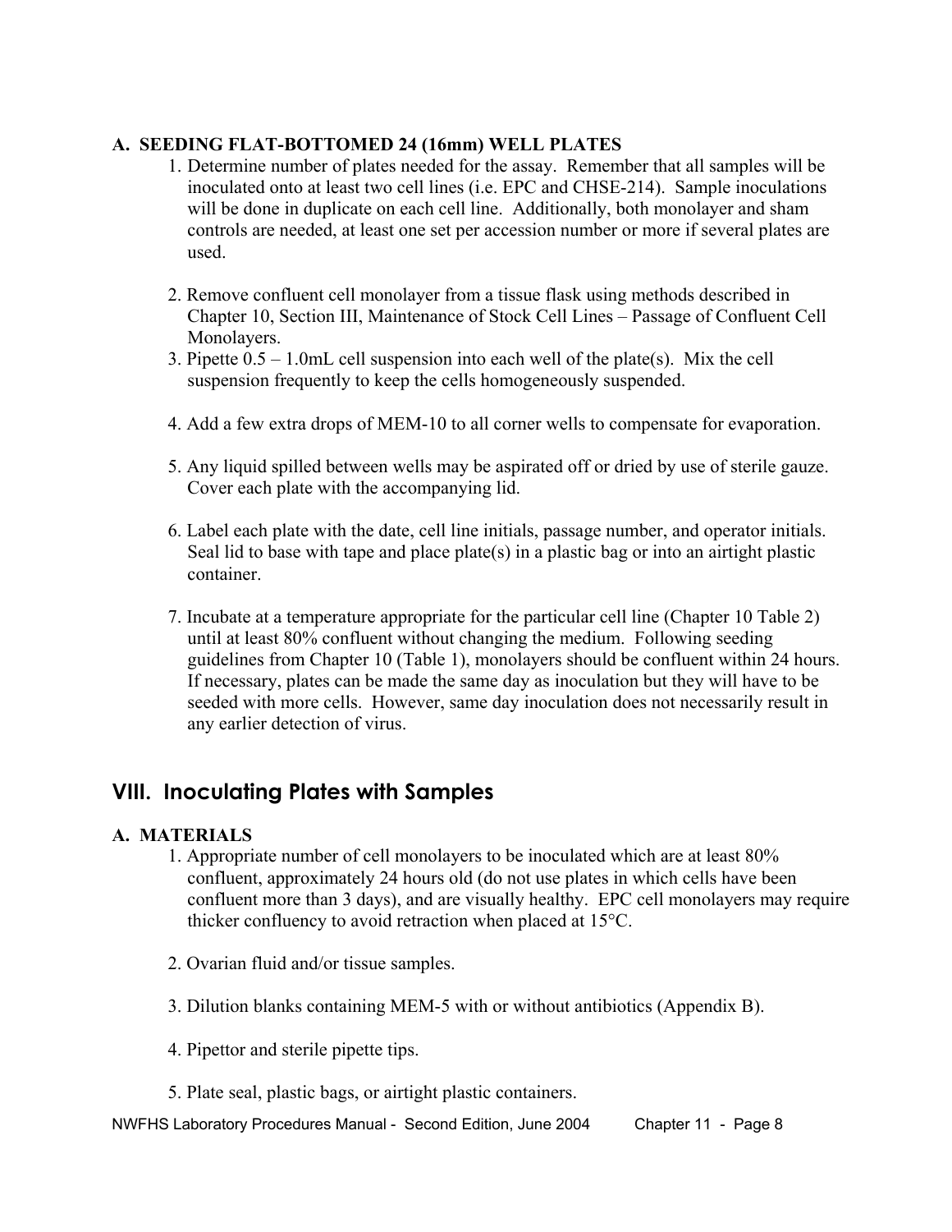### A. SEEDING FLAT-BOTTOMED 24 (16mm) WELL PLATES

1. Determine number of plates needed for the assay. Remember that all samples will be inoculated onto at least two cell lines (i.e. EPC and CHSE-214). Sample inoculations will be done in duplicate on each cell line. Additionally, both monolayer and sham controls are needed, at least one set per accession number or more if several plates are used.

2. Remove confluent cell monolayer from a tissue flask using methods described in Chapter 10, Section III, Maintenance of Stock Cell Lines – Passage of Confluent Cell Monolayers.
3. Pipette 0.5 – 1.0mL cell suspension into each well of the plate(s). Mix the cell suspension frequently to keep the cells homogeneously suspended.

4. Add a few extra drops of MEM-10 to all corner wells to compensate for evaporation.

5. Any liquid spilled between wells may be aspirated off or dried by use of sterile gauze. Cover each plate with the accompanying lid.

6. Label each plate with the date, cell line initials, passage number, and operator initials. Seal lid to base with tape and place plate(s) in a plastic bag or into an airtight plastic container.

7. Incubate at a temperature appropriate for the particular cell line (Chapter 10 Table 2) until at least 80% confluent without changing the medium. Following seeding guidelines from Chapter 10 (Table 1), monolayers should be confluent within 24 hours. If necessary, plates can be made the same day as inoculation but they will have to be seeded with more cells. However, same day inoculation does not necessarily result in any earlier detection of virus.

## VIII. Inoculating Plates with Samples

### A. MATERIALS

1. Appropriate number of cell monolayers to be inoculated which are at least 80% confluent, approximately 24 hours old (do not use plates in which cells have been confluent more than 3 days), and are visually healthy. EPC cell monolayers may require thicker confluency to avoid retraction when placed at 15°C.

2. Ovarian fluid and/or tissue samples.

3. Dilution blanks containing MEM-5 with or without antibiotics (Appendix B).

4. Pipettor and sterile pipette tips.

5. Plate seal, plastic bags, or airtight plastic containers.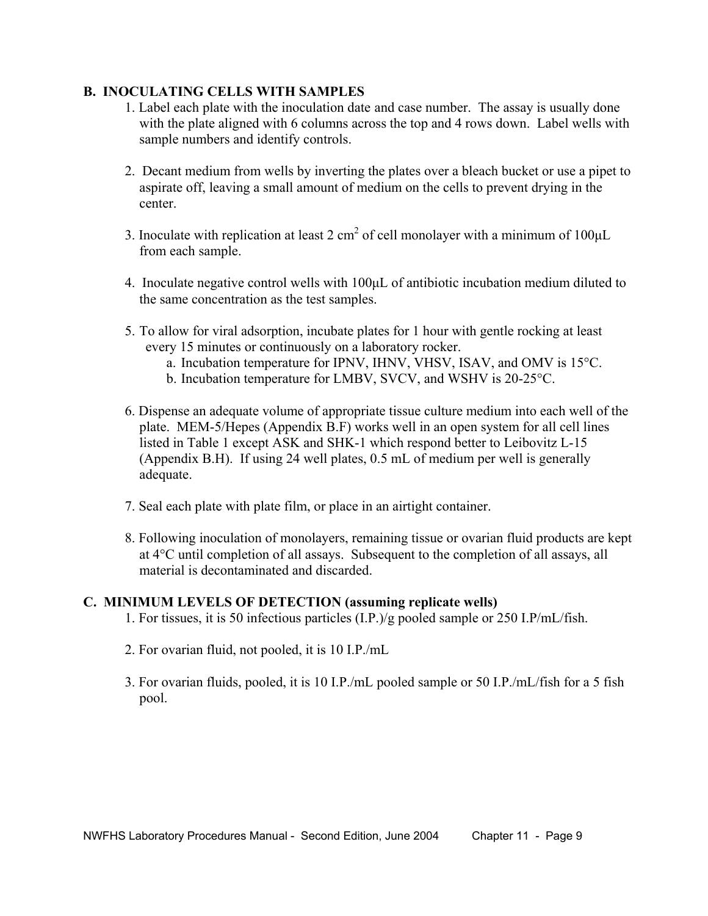## B. INOCULATING CELLS WITH SAMPLES

1. Label each plate with the inoculation date and case number. The assay is usually done with the plate aligned with 6 columns across the top and 4 rows down. Label wells with sample numbers and identify controls.

2. Decant medium from wells by inverting the plates over a bleach bucket or use a pipet to aspirate off, leaving a small amount of medium on the cells to prevent drying in the center.

3. Inoculate with replication at least 2 $cm^2$ of cell monolayer with a minimum of 100µL from each sample.

4. Inoculate negative control wells with 100µL of antibiotic incubation medium diluted to the same concentration as the test samples.

5. To allow for viral adsorption, incubate plates for 1 hour with gentle rocking at least every 15 minutes or continuously on a laboratory rocker.
   a. Incubation temperature for IPNV, IHNV, VHSV, ISAV, and OMV is 15°C.
   b. Incubation temperature for LMBV, SVCV, and WSHV is 20-25°C.

6. Dispense an adequate volume of appropriate tissue culture medium into each well of the plate. MEM-5/Hepes (Appendix B.F) works well in an open system for all cell lines listed in Table 1 except ASK and SHK-1 which respond better to Leibovitz L-15 (Appendix B.H). If using 24 well plates, 0.5 mL of medium per well is generally adequate.

7. Seal each plate with plate film, or place in an airtight container.

8. Following inoculation of monolayers, remaining tissue or ovarian fluid products are kept at 4°C until completion of all assays. Subsequent to the completion of all assays, all material is decontaminated and discarded.

## C. MINIMUM LEVELS OF DETECTION (assuming replicate wells)

1. For tissues, it is 50 infectious particles (I.P.)/g pooled sample or 250 I.P/mL/fish.

2. For ovarian fluid, not pooled, it is 10 I.P./mL

3. For ovarian fluids, pooled, it is 10 I.P./mL pooled sample or 50 I.P./mL/fish for a 5 fish pool.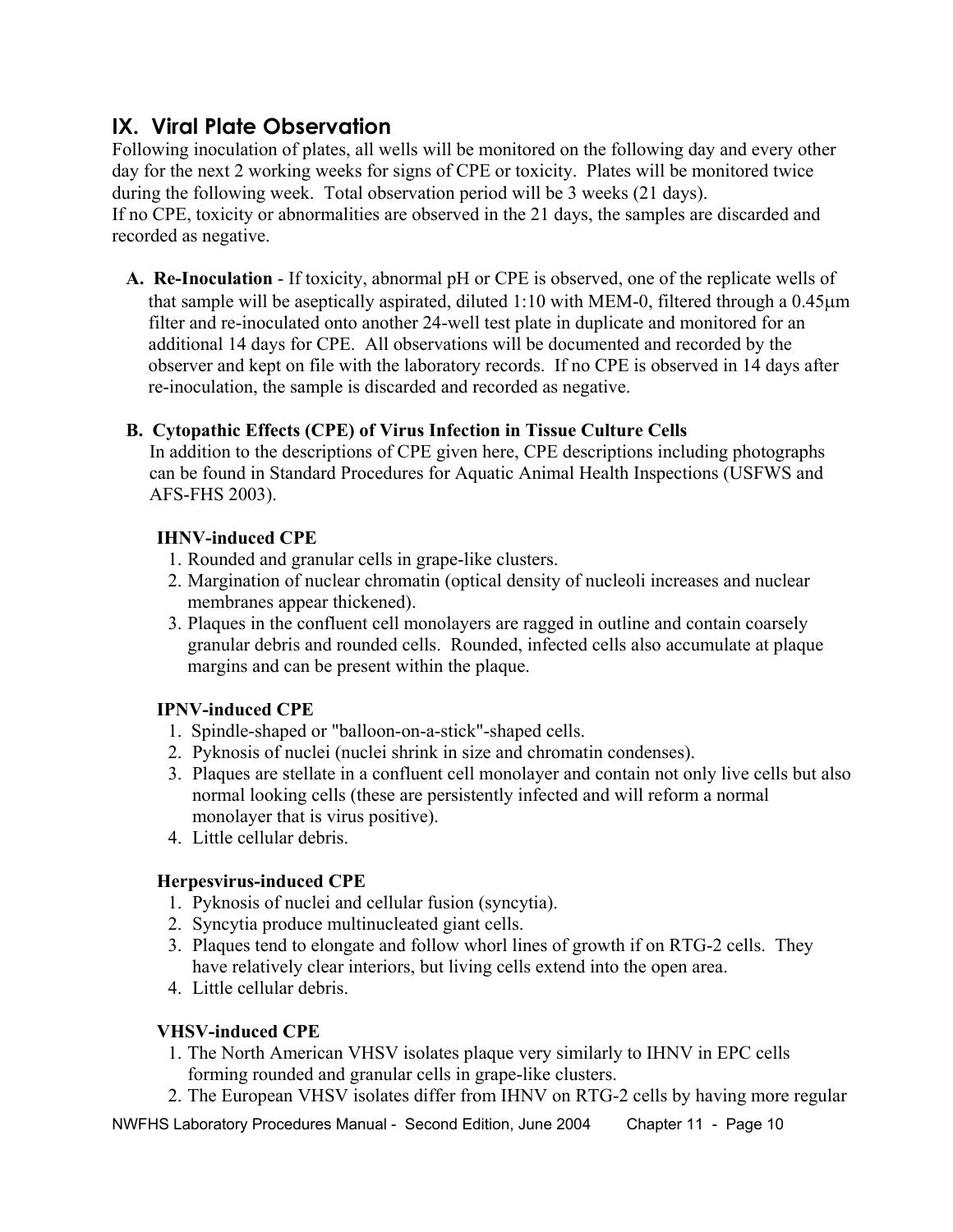## IX. Viral Plate Observation

Following inoculation of plates, all wells will be monitored on the following day and every other day for the next 2 working weeks for signs of CPE or toxicity. Plates will be monitored twice during the following week. Total observation period will be 3 weeks (21 days).
If no CPE, toxicity or abnormalities are observed in the 21 days, the samples are discarded and recorded as negative.

**A. Re-Inoculation** - If toxicity, abnormal pH or CPE is observed, one of the replicate wells of that sample will be aseptically aspirated, diluted 1:10 with MEM-0, filtered through a 0.45µm filter and re-inoculated onto another 24-well test plate in duplicate and monitored for an additional 14 days for CPE. All observations will be documented and recorded by the observer and kept on file with the laboratory records. If no CPE is observed in 14 days after re-inoculation, the sample is discarded and recorded as negative.

**B. Cytopathic Effects (CPE) of Virus Infection in Tissue Culture Cells**

In addition to the descriptions of CPE given here, CPE descriptions including photographs can be found in Standard Procedures for Aquatic Animal Health Inspections (USFWS and AFS-FHS 2003).

**IHNV-induced CPE**

1. Rounded and granular cells in grape-like clusters.
2. Margination of nuclear chromatin (optical density of nucleoli increases and nuclear membranes appear thickened).
3. Plaques in the confluent cell monolayers are ragged in outline and contain coarsely granular debris and rounded cells. Rounded, infected cells also accumulate at plaque margins and can be present within the plaque.

**IPNV-induced CPE**

1. Spindle-shaped or "balloon-on-a-stick"-shaped cells.
2. Pyknosis of nuclei (nuclei shrink in size and chromatin condenses).
3. Plaques are stellate in a confluent cell monolayer and contain not only live cells but also normal looking cells (these are persistently infected and will reform a normal monolayer that is virus positive).
4. Little cellular debris.

**Herpesvirus-induced CPE**

1. Pyknosis of nuclei and cellular fusion (syncytia).
2. Syncytia produce multinucleated giant cells.
3. Plaques tend to elongate and follow whorl lines of growth if on RTG-2 cells. They have relatively clear interiors, but living cells extend into the open area.
4. Little cellular debris.

**VHSV-induced CPE**

1. The North American VHSV isolates plaque very similarly to IHNV in EPC cells forming rounded and granular cells in grape-like clusters.
2. The European VHSV isolates differ from IHNV on RTG-2 cells by having more regular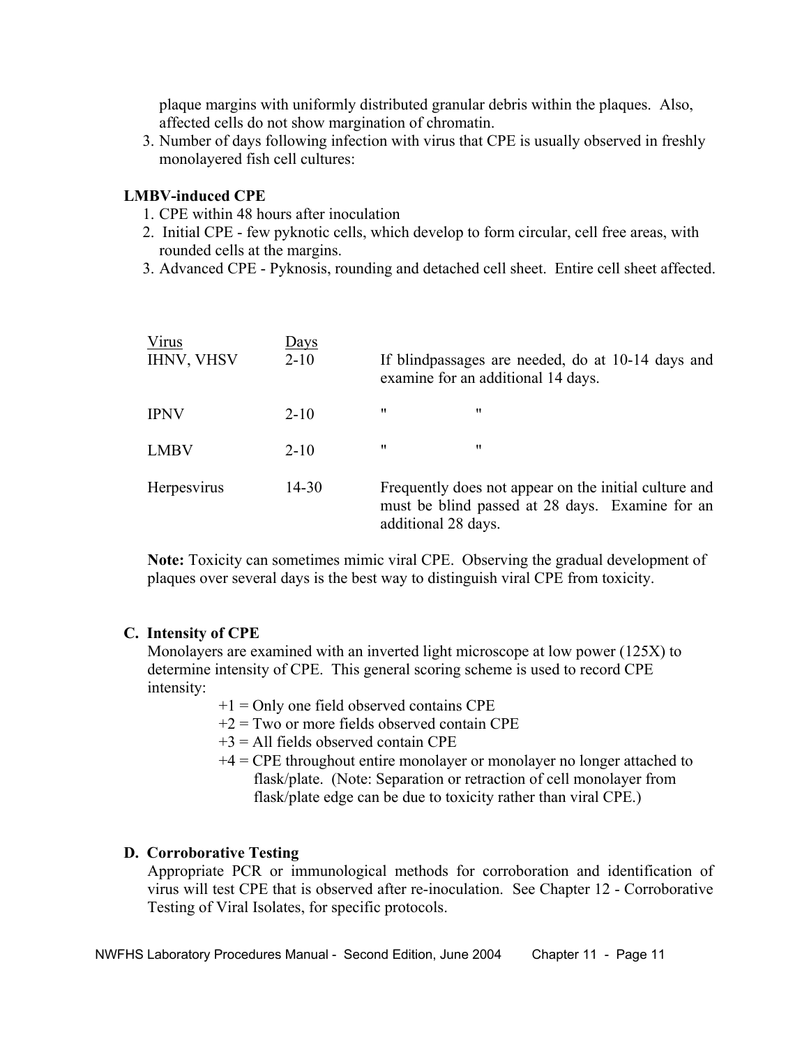plaque margins with uniformly distributed granular debris within the plaques. Also, affected cells do not show margination of chromatin.

3. Number of days following infection with virus that CPE is usually observed in freshly monolayered fish cell cultures:

**LMBV-induced CPE**

1. CPE within 48 hours after inoculation
2. Initial CPE - few pyknotic cells, which develop to form circular, cell free areas, with rounded cells at the margins.
3. Advanced CPE - Pyknosis, rounding and detached cell sheet. Entire cell sheet affected.

| Virus | Days | |
|---|---|---|
| IHNV, VHSV | 2-10 | If blindpassages are needed, do at 10-14 days and examine for an additional 14 days. |
| IPNV | 2-10 | " " |
| LMBV | 2-10 | " " |
| Herpesvirus | 14-30 | Frequently does not appear on the initial culture and must be blind passed at 28 days. Examine for an additional 28 days. |

**Note:** Toxicity can sometimes mimic viral CPE. Observing the gradual development of plaques over several days is the best way to distinguish viral CPE from toxicity.

### C. Intensity of CPE

Monolayers are examined with an inverted light microscope at low power (125X) to determine intensity of CPE. This general scoring scheme is used to record CPE intensity:

+1 = Only one field observed contains CPE
+2 = Two or more fields observed contain CPE
+3 = All fields observed contain CPE
+4 = CPE throughout entire monolayer or monolayer no longer attached to flask/plate. (Note: Separation or retraction of cell monolayer from flask/plate edge can be due to toxicity rather than viral CPE.)

### D. Corroborative Testing

Appropriate PCR or immunological methods for corroboration and identification of virus will test CPE that is observed after re-inoculation. See Chapter 12 - Corroborative Testing of Viral Isolates, for specific protocols.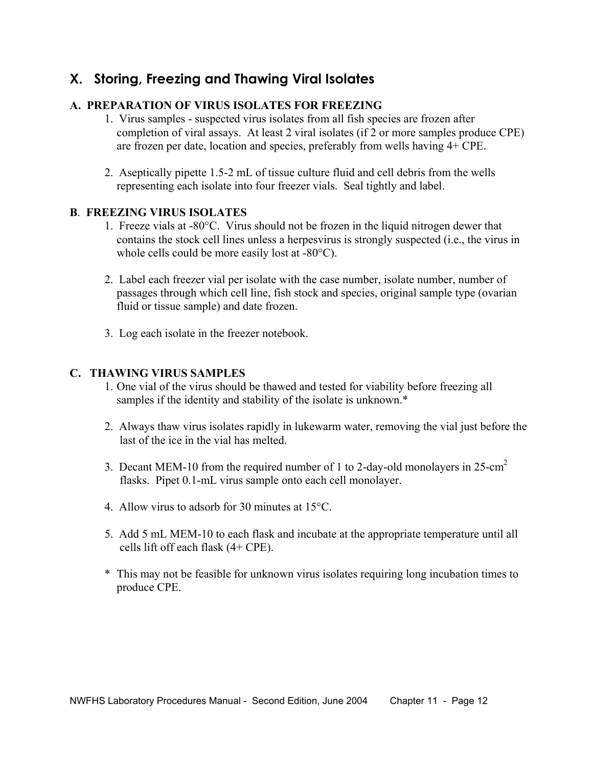## X. Storing, Freezing and Thawing Viral Isolates

### A. PREPARATION OF VIRUS ISOLATES FOR FREEZING

1. Virus samples - suspected virus isolates from all fish species are frozen after completion of viral assays. At least 2 viral isolates (if 2 or more samples produce CPE) are frozen per date, location and species, preferably from wells having 4+ CPE.

2. Aseptically pipette 1.5-2 mL of tissue culture fluid and cell debris from the wells representing each isolate into four freezer vials. Seal tightly and label.

### B. FREEZING VIRUS ISOLATES

1. Freeze vials at -80°C. Virus should not be frozen in the liquid nitrogen dewer that contains the stock cell lines unless a herpesvirus is strongly suspected (i.e., the virus in whole cells could be more easily lost at -80°C).

2. Label each freezer vial per isolate with the case number, isolate number, number of passages through which cell line, fish stock and species, original sample type (ovarian fluid or tissue sample) and date frozen.

3. Log each isolate in the freezer notebook.

### C. THAWING VIRUS SAMPLES

1. One vial of the virus should be thawed and tested for viability before freezing all samples if the identity and stability of the isolate is unknown.*

2. Always thaw virus isolates rapidly in lukewarm water, removing the vial just before the last of the ice in the vial has melted.

3. Decant MEM-10 from the required number of 1 to 2-day-old monolayers in 25-$cm^2$ flasks. Pipet 0.1-mL virus sample onto each cell monolayer.

4. Allow virus to adsorb for 30 minutes at 15°C.

5. Add 5 mL MEM-10 to each flask and incubate at the appropriate temperature until all cells lift off each flask (4+ CPE).

\* This may not be feasible for unknown virus isolates requiring long incubation times to produce CPE.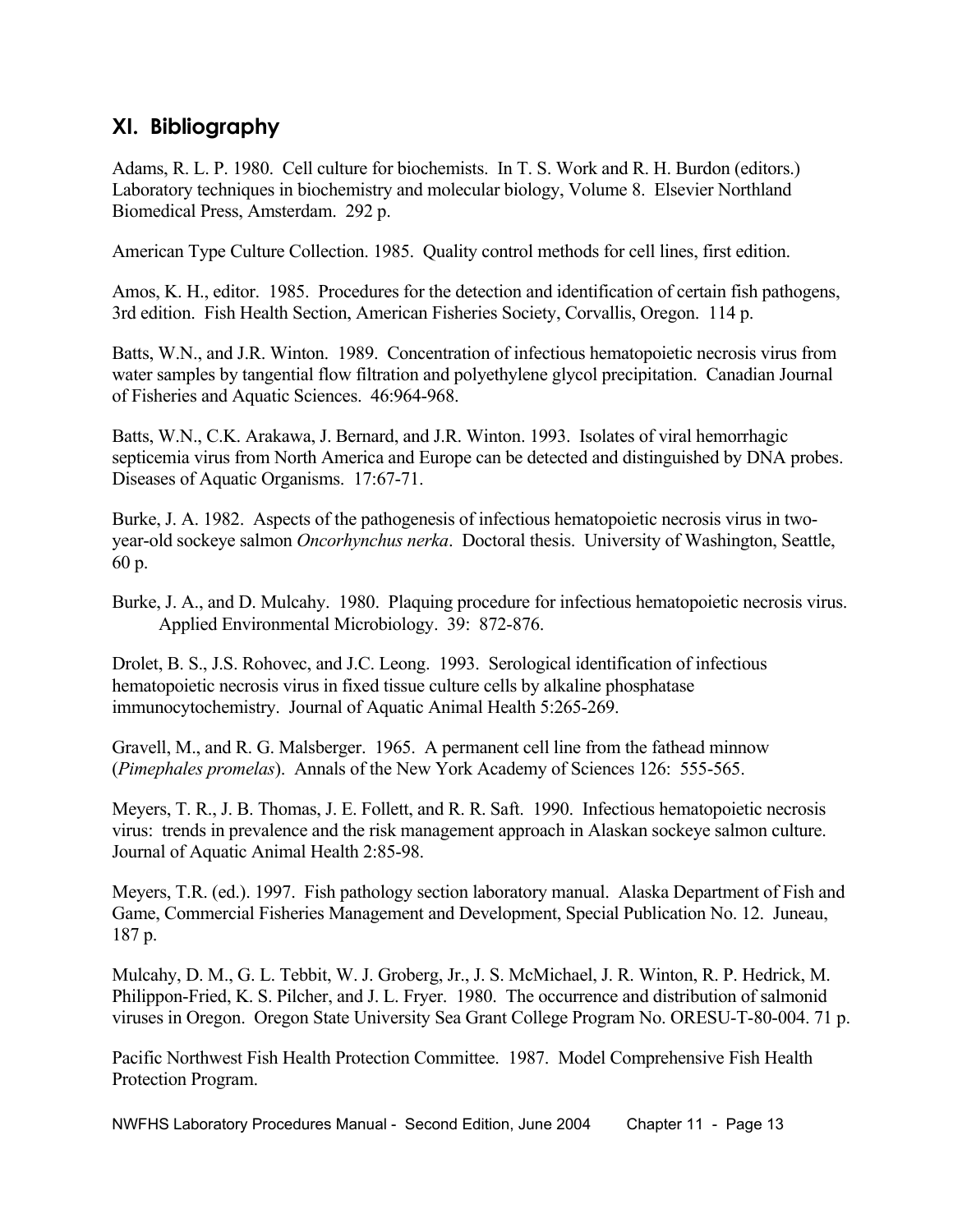## XI. Bibliography

Adams, R. L. P. 1980. Cell culture for biochemists. In T. S. Work and R. H. Burdon (editors.) Laboratory techniques in biochemistry and molecular biology, Volume 8. Elsevier Northland Biomedical Press, Amsterdam. 292 p.

American Type Culture Collection. 1985. Quality control methods for cell lines, first edition.

Amos, K. H., editor. 1985. Procedures for the detection and identification of certain fish pathogens, 3rd edition. Fish Health Section, American Fisheries Society, Corvallis, Oregon. 114 p.

Batts, W.N., and J.R. Winton. 1989. Concentration of infectious hematopoietic necrosis virus from water samples by tangential flow filtration and polyethylene glycol precipitation. Canadian Journal of Fisheries and Aquatic Sciences. 46:964-968.

Batts, W.N., C.K. Arakawa, J. Bernard, and J.R. Winton. 1993. Isolates of viral hemorrhagic septicemia virus from North America and Europe can be detected and distinguished by DNA probes. Diseases of Aquatic Organisms. 17:67-71.

Burke, J. A. 1982. Aspects of the pathogenesis of infectious hematopoietic necrosis virus in two-year-old sockeye salmon *Oncorhynchus nerka*. Doctoral thesis. University of Washington, Seattle, 60 p.

Burke, J. A., and D. Mulcahy. 1980. Plaquing procedure for infectious hematopoietic necrosis virus. Applied Environmental Microbiology. 39: 872-876.

Drolet, B. S., J.S. Rohovec, and J.C. Leong. 1993. Serological identification of infectious hematopoietic necrosis virus in fixed tissue culture cells by alkaline phosphatase immunocytochemistry. Journal of Aquatic Animal Health 5:265-269.

Gravell, M., and R. G. Malsberger. 1965. A permanent cell line from the fathead minnow (*Pimephales promelas*). Annals of the New York Academy of Sciences 126: 555-565.

Meyers, T. R., J. B. Thomas, J. E. Follett, and R. R. Saft. 1990. Infectious hematopoietic necrosis virus: trends in prevalence and the risk management approach in Alaskan sockeye salmon culture. Journal of Aquatic Animal Health 2:85-98.

Meyers, T.R. (ed.). 1997. Fish pathology section laboratory manual. Alaska Department of Fish and Game, Commercial Fisheries Management and Development, Special Publication No. 12. Juneau, 187 p.

Mulcahy, D. M., G. L. Tebbit, W. J. Groberg, Jr., J. S. McMichael, J. R. Winton, R. P. Hedrick, M. Philippon-Fried, K. S. Pilcher, and J. L. Fryer. 1980. The occurrence and distribution of salmonid viruses in Oregon. Oregon State University Sea Grant College Program No. ORESU-T-80-004. 71 p.

Pacific Northwest Fish Health Protection Committee. 1987. Model Comprehensive Fish Health Protection Program.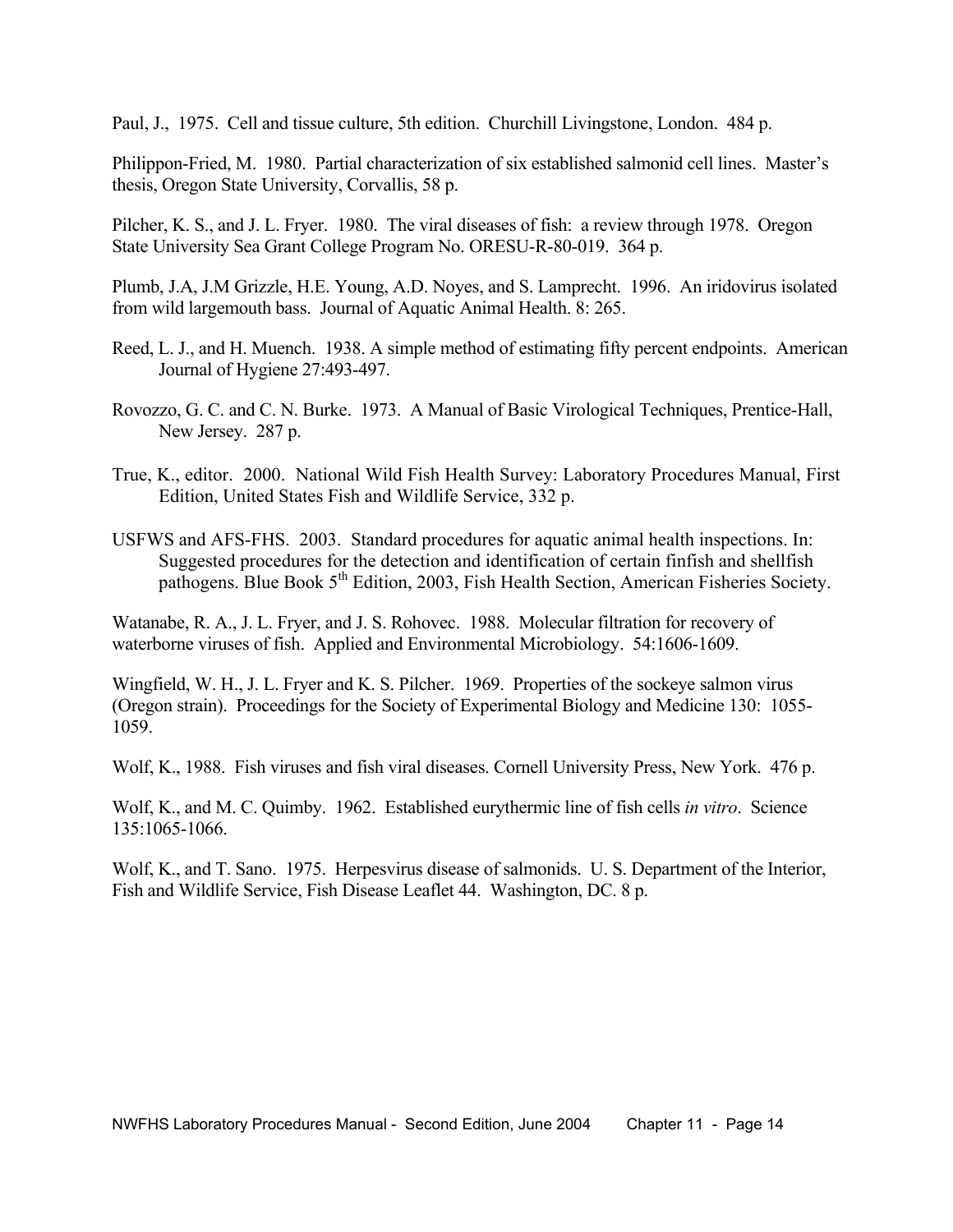Paul, J., 1975. Cell and tissue culture, 5th edition. Churchill Livingstone, London. 484 p.

Philippon-Fried, M. 1980. Partial characterization of six established salmonid cell lines. Master's thesis, Oregon State University, Corvallis, 58 p.

Pilcher, K. S., and J. L. Fryer. 1980. The viral diseases of fish: a review through 1978. Oregon State University Sea Grant College Program No. ORESU-R-80-019. 364 p.

Plumb, J.A, J.M Grizzle, H.E. Young, A.D. Noyes, and S. Lamprecht. 1996. An iridovirus isolated from wild largemouth bass. Journal of Aquatic Animal Health. 8: 265.

Reed, L. J., and H. Muench. 1938. A simple method of estimating fifty percent endpoints. American Journal of Hygiene 27:493-497.

Rovozzo, G. C. and C. N. Burke. 1973. A Manual of Basic Virological Techniques, Prentice-Hall, New Jersey. 287 p.

True, K., editor. 2000. National Wild Fish Health Survey: Laboratory Procedures Manual, First Edition, United States Fish and Wildlife Service, 332 p.

USFWS and AFS-FHS. 2003. Standard procedures for aquatic animal health inspections. In: Suggested procedures for the detection and identification of certain finfish and shellfish pathogens. Blue Book 5th Edition, 2003, Fish Health Section, American Fisheries Society.

Watanabe, R. A., J. L. Fryer, and J. S. Rohovec. 1988. Molecular filtration for recovery of waterborne viruses of fish. Applied and Environmental Microbiology. 54:1606-1609.

Wingfield, W. H., J. L. Fryer and K. S. Pilcher. 1969. Properties of the sockeye salmon virus (Oregon strain). Proceedings for the Society of Experimental Biology and Medicine 130: 1055-1059.

Wolf, K., 1988. Fish viruses and fish viral diseases. Cornell University Press, New York. 476 p.

Wolf, K., and M. C. Quimby. 1962. Established eurythermic line of fish cells *in vitro*. Science 135:1065-1066.

Wolf, K., and T. Sano. 1975. Herpesvirus disease of salmonids. U. S. Department of the Interior, Fish and Wildlife Service, Fish Disease Leaflet 44. Washington, DC. 8 p.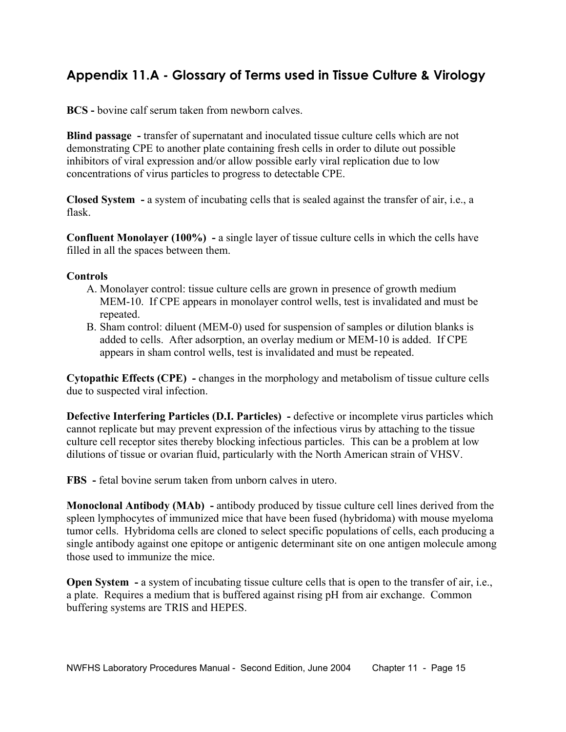## Appendix 11.A - Glossary of Terms used in Tissue Culture & Virology

**BCS -** bovine calf serum taken from newborn calves.

**Blind passage -** transfer of supernatant and inoculated tissue culture cells which are not demonstrating CPE to another plate containing fresh cells in order to dilute out possible inhibitors of viral expression and/or allow possible early viral replication due to low concentrations of virus particles to progress to detectable CPE.

**Closed System -** a system of incubating cells that is sealed against the transfer of air, i.e., a flask.

**Confluent Monolayer (100%) -** a single layer of tissue culture cells in which the cells have filled in all the spaces between them.

**Controls**

A. Monolayer control: tissue culture cells are grown in presence of growth medium MEM-10. If CPE appears in monolayer control wells, test is invalidated and must be repeated.
B. Sham control: diluent (MEM-0) used for suspension of samples or dilution blanks is added to cells. After adsorption, an overlay medium or MEM-10 is added. If CPE appears in sham control wells, test is invalidated and must be repeated.

**Cytopathic Effects (CPE) -** changes in the morphology and metabolism of tissue culture cells due to suspected viral infection.

**Defective Interfering Particles (D.I. Particles) -** defective or incomplete virus particles which cannot replicate but may prevent expression of the infectious virus by attaching to the tissue culture cell receptor sites thereby blocking infectious particles. This can be a problem at low dilutions of tissue or ovarian fluid, particularly with the North American strain of VHSV.

**FBS -** fetal bovine serum taken from unborn calves in utero.

**Monoclonal Antibody (MAb) -** antibody produced by tissue culture cell lines derived from the spleen lymphocytes of immunized mice that have been fused (hybridoma) with mouse myeloma tumor cells. Hybridoma cells are cloned to select specific populations of cells, each producing a single antibody against one epitope or antigenic determinant site on one antigen molecule among those used to immunize the mice.

**Open System -** a system of incubating tissue culture cells that is open to the transfer of air, i.e., a plate. Requires a medium that is buffered against rising pH from air exchange. Common buffering systems are TRIS and HEPES.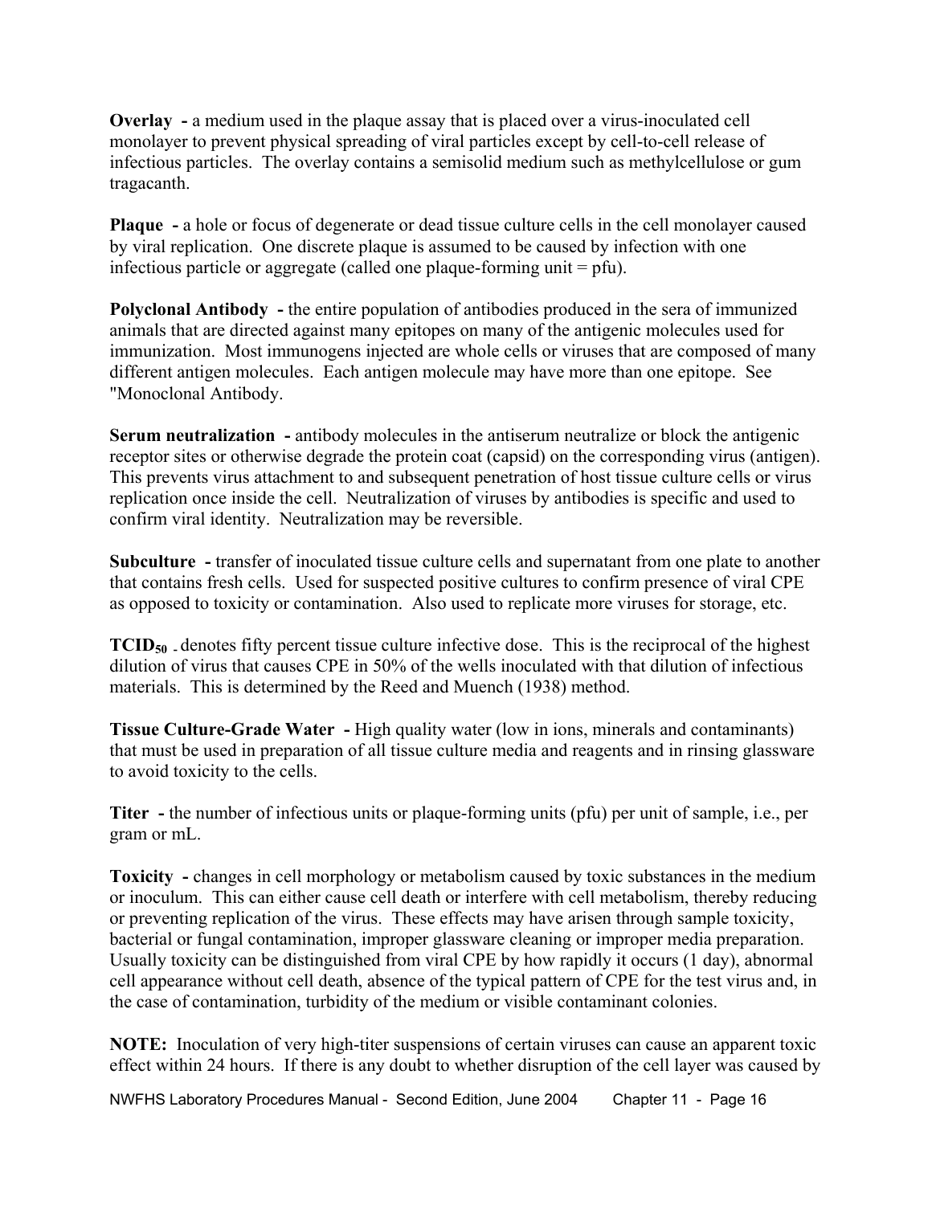**Overlay -** a medium used in the plaque assay that is placed over a virus-inoculated cell monolayer to prevent physical spreading of viral particles except by cell-to-cell release of infectious particles. The overlay contains a semisolid medium such as methylcellulose or gum tragacanth.

**Plaque -** a hole or focus of degenerate or dead tissue culture cells in the cell monolayer caused by viral replication. One discrete plaque is assumed to be caused by infection with one infectious particle or aggregate (called one plaque-forming unit = pfu).

**Polyclonal Antibody -** the entire population of antibodies produced in the sera of immunized animals that are directed against many epitopes on many of the antigenic molecules used for immunization. Most immunogens injected are whole cells or viruses that are composed of many different antigen molecules. Each antigen molecule may have more than one epitope. See "Monoclonal Antibody.

**Serum neutralization -** antibody molecules in the antiserum neutralize or block the antigenic receptor sites or otherwise degrade the protein coat (capsid) on the corresponding virus (antigen). This prevents virus attachment to and subsequent penetration of host tissue culture cells or virus replication once inside the cell. Neutralization of viruses by antibodies is specific and used to confirm viral identity. Neutralization may be reversible.

**Subculture -** transfer of inoculated tissue culture cells and supernatant from one plate to another that contains fresh cells. Used for suspected positive cultures to confirm presence of viral CPE as opposed to toxicity or contamination. Also used to replicate more viruses for storage, etc.

**$TCID_{50}$ -** denotes fifty percent tissue culture infective dose. This is the reciprocal of the highest dilution of virus that causes CPE in 50% of the wells inoculated with that dilution of infectious materials. This is determined by the Reed and Muench (1938) method.

**Tissue Culture-Grade Water -** High quality water (low in ions, minerals and contaminants) that must be used in preparation of all tissue culture media and reagents and in rinsing glassware to avoid toxicity to the cells.

**Titer -** the number of infectious units or plaque-forming units (pfu) per unit of sample, i.e., per gram or mL.

**Toxicity -** changes in cell morphology or metabolism caused by toxic substances in the medium or inoculum. This can either cause cell death or interfere with cell metabolism, thereby reducing or preventing replication of the virus. These effects may have arisen through sample toxicity, bacterial or fungal contamination, improper glassware cleaning or improper media preparation. Usually toxicity can be distinguished from viral CPE by how rapidly it occurs (1 day), abnormal cell appearance without cell death, absence of the typical pattern of CPE for the test virus and, in the case of contamination, turbidity of the medium or visible contaminant colonies.

**NOTE:** Inoculation of very high-titer suspensions of certain viruses can cause an apparent toxic effect within 24 hours. If there is any doubt to whether disruption of the cell layer was caused by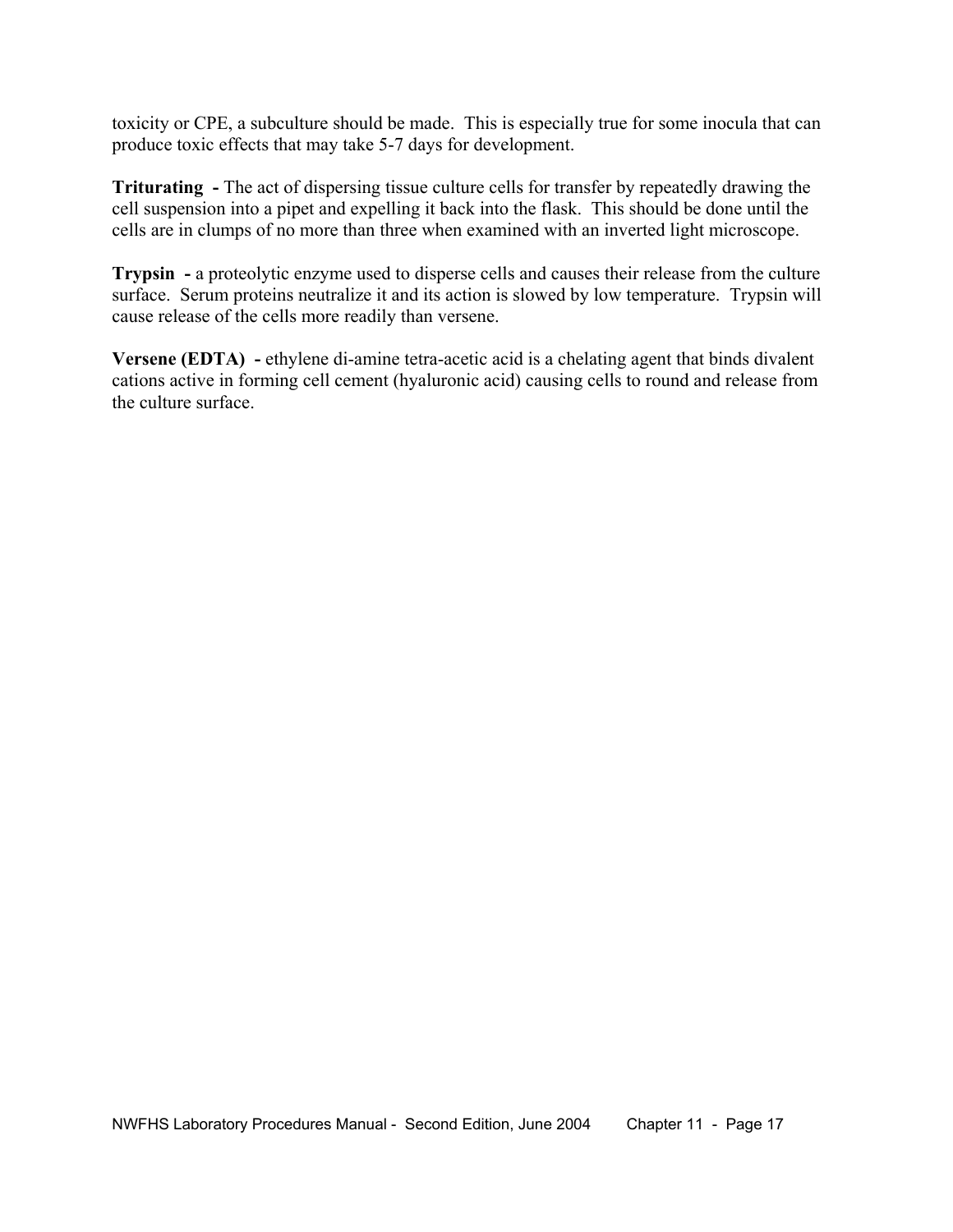toxicity or CPE, a subculture should be made. This is especially true for some inocula that can produce toxic effects that may take 5-7 days for development.

**Triturating -** The act of dispersing tissue culture cells for transfer by repeatedly drawing the cell suspension into a pipet and expelling it back into the flask. This should be done until the cells are in clumps of no more than three when examined with an inverted light microscope.

**Trypsin -** a proteolytic enzyme used to disperse cells and causes their release from the culture surface. Serum proteins neutralize it and its action is slowed by low temperature. Trypsin will cause release of the cells more readily than versene.

**Versene (EDTA) -** ethylene di-amine tetra-acetic acid is a chelating agent that binds divalent cations active in forming cell cement (hyaluronic acid) causing cells to round and release from the culture surface.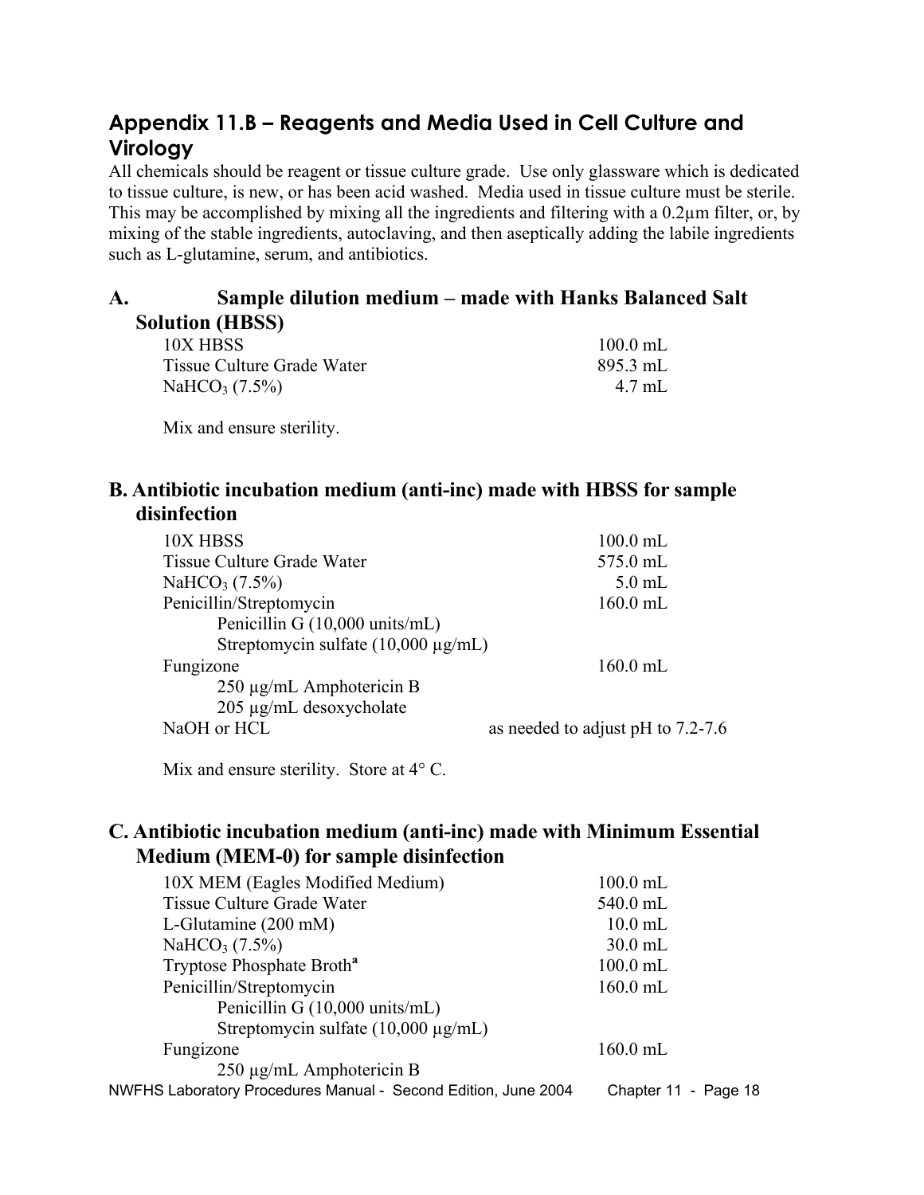## Appendix 11.B – Reagents and Media Used in Cell Culture and Virology

All chemicals should be reagent or tissue culture grade. Use only glassware which is dedicated to tissue culture, is new, or has been acid washed. Media used in tissue culture must be sterile. This may be accomplished by mixing all the ingredients and filtering with a 0.2µm filter, or, by mixing of the stable ingredients, autoclaving, and then aseptically adding the labile ingredients such as L-glutamine, serum, and antibiotics.

### A. Sample dilution medium – made with Hanks Balanced Salt Solution (HBSS)

| | |
|---|---|
| 10X HBSS | 100.0 mL |
| Tissue Culture Grade Water | 895.3 mL |
| $NaHCO_3$ (7.5%) | 4.7 mL |

Mix and ensure sterility.

### B. Antibiotic incubation medium (anti-inc) made with HBSS for sample disinfection

| | |
|---|---|
| 10X HBSS | 100.0 mL |
| Tissue Culture Grade Water | 575.0 mL |
| $NaHCO_3$ (7.5%) | 5.0 mL |
| Penicillin/Streptomycin | 160.0 mL |
| Penicillin G (10,000 units/mL) | |
| Streptomycin sulfate (10,000 µg/mL) | |
| Fungizone | 160.0 mL |
| 250 µg/mL Amphotericin B | |
| 205 µg/mL desoxycholate | |
| NaOH or HCL | as needed to adjust pH to 7.2-7.6 |

Mix and ensure sterility. Store at 4° C.

### C. Antibiotic incubation medium (anti-inc) made with Minimum Essential Medium (MEM-0) for sample disinfection

| | |
|---|---|
| 10X MEM (Eagles Modified Medium) | 100.0 mL |
| Tissue Culture Grade Water | 540.0 mL |
| L-Glutamine (200 mM) | 10.0 mL |
| $NaHCO_3$ (7.5%) | 30.0 mL |
| Tryptose Phosphate Broth[a] | 100.0 mL |
| Penicillin/Streptomycin | 160.0 mL |
| Penicillin G (10,000 units/mL) | |
| Streptomycin sulfate (10,000 µg/mL) | |
| Fungizone | 160.0 mL |
| 250 µg/mL Amphotericin B | |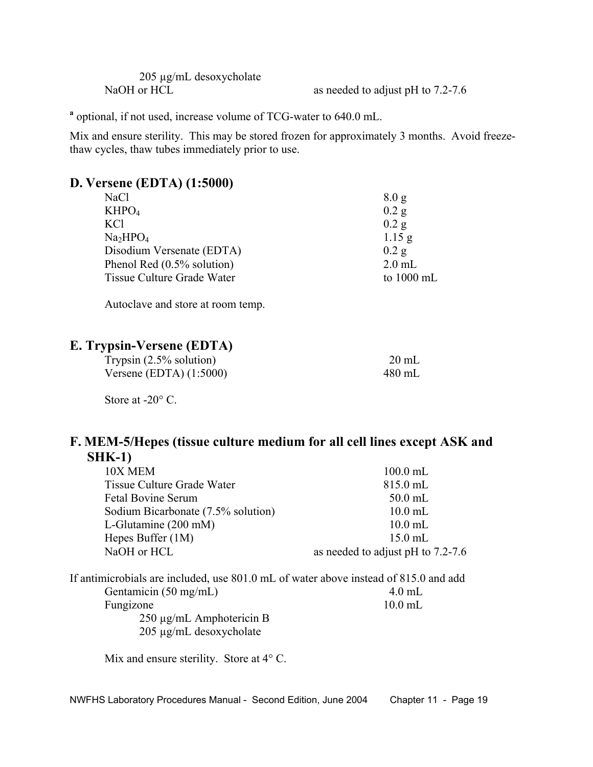205 µg/mL desoxycholate

| | |
|---|---|
| NaOH or HCL | as needed to adjust pH to 7.2-7.6 |

[a] optional, if not used, increase volume of TCG-water to 640.0 mL.

Mix and ensure sterility. This may be stored frozen for approximately 3 months. Avoid freeze-thaw cycles, thaw tubes immediately prior to use.

## D. Versene (EDTA) (1:5000)

| | |
|---|---|
| NaCl | 8.0 g |
| $KHPO_4$ | 0.2 g |
| KCl | 0.2 g |
| $Na_2HPO_4$ | 1.15 g |
| Disodium Versenate (EDTA) | 0.2 g |
| Phenol Red (0.5% solution) | 2.0 mL |
| Tissue Culture Grade Water | to 1000 mL |

Autoclave and store at room temp.

## E. Trypsin-Versene (EDTA)

| | |
|---|---|
| Trypsin (2.5% solution) | 20 mL |
| Versene (EDTA) (1:5000) | 480 mL |

Store at -20° C.

## F. MEM-5/Hepes (tissue culture medium for all cell lines except ASK and SHK-1)

| | |
|---|---|
| 10X MEM | 100.0 mL |
| Tissue Culture Grade Water | 815.0 mL |
| Fetal Bovine Serum | 50.0 mL |
| Sodium Bicarbonate (7.5% solution) | 10.0 mL |
| L-Glutamine (200 mM) | 10.0 mL |
| Hepes Buffer (1M) | 15.0 mL |
| NaOH or HCL | as needed to adjust pH to 7.2-7.6 |

If antimicrobials are included, use 801.0 mL of water above instead of 815.0 and add

| | |
|---|---|
| Gentamicin (50 mg/mL) | 4.0 mL |
| Fungizone | 10.0 mL |

250 µg/mL Amphotericin B
205 µg/mL desoxycholate

Mix and ensure sterility. Store at 4° C.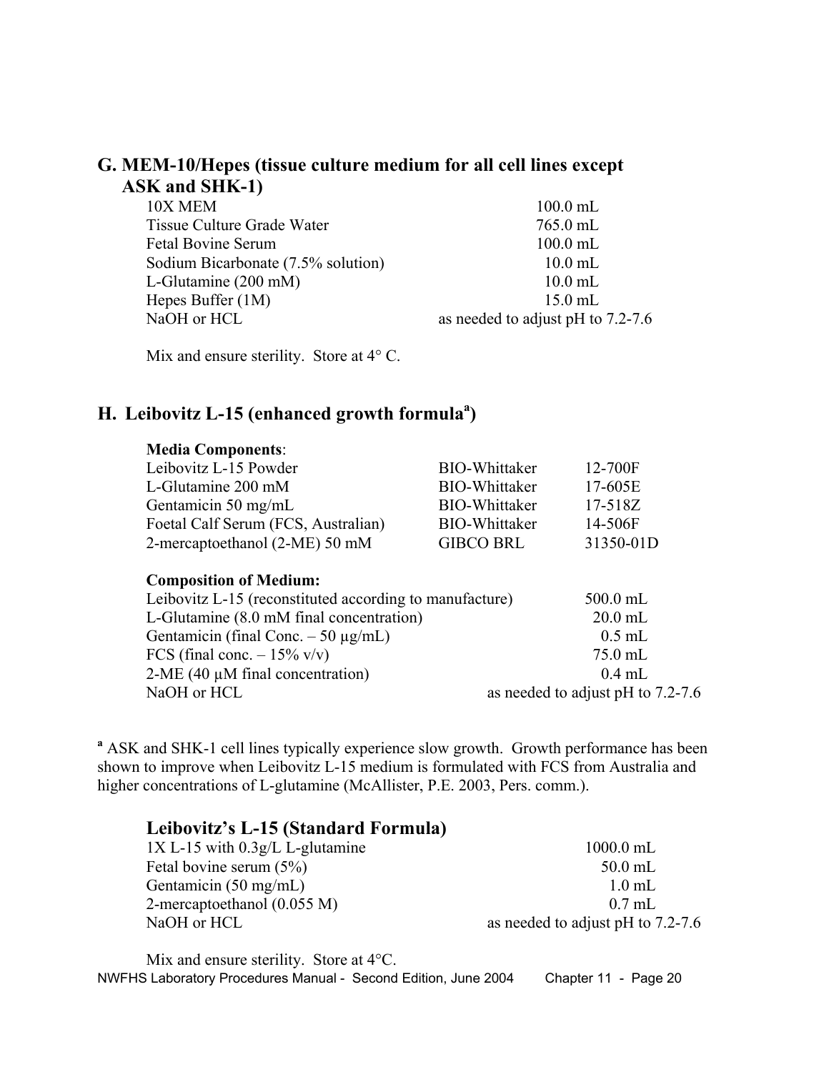## G. MEM-10/Hepes (tissue culture medium for all cell lines except ASK and SHK-1)

| | |
|---|---|
| 10X MEM | 100.0 mL |
| Tissue Culture Grade Water | 765.0 mL |
| Fetal Bovine Serum | 100.0 mL |
| Sodium Bicarbonate (7.5% solution) | 10.0 mL |
| L-Glutamine (200 mM) | 10.0 mL |
| Hepes Buffer (1M) | 15.0 mL |
| NaOH or HCL | as needed to adjust pH to 7.2-7.6 |

Mix and ensure sterility. Store at 4° C.

## H. Leibovitz L-15 (enhanced growth formula[a])

**Media Components**:

| | | |
|---|---|---|
| Leibovitz L-15 Powder | BIO-Whittaker | 12-700F |
| L-Glutamine 200 mM | BIO-Whittaker | 17-605E |
| Gentamicin 50 mg/mL | BIO-Whittaker | 17-518Z |
| Foetal Calf Serum (FCS, Australian) | BIO-Whittaker | 14-506F |
| 2-mercaptoethanol (2-ME) 50 mM | GIBCO BRL | 31350-01D |

**Composition of Medium:**

| | |
|---|---|
| Leibovitz L-15 (reconstituted according to manufacture) | 500.0 mL |
| L-Glutamine (8.0 mM final concentration) | 20.0 mL |
| Gentamicin (final Conc. – 50 µg/mL) | 0.5 mL |
| FCS (final conc. – 15% v/v) | 75.0 mL |
| 2-ME (40 µM final concentration) | 0.4 mL |
| NaOH or HCL | as needed to adjust pH to 7.2-7.6 |

[a] ASK and SHK-1 cell lines typically experience slow growth. Growth performance has been shown to improve when Leibovitz L-15 medium is formulated with FCS from Australia and higher concentrations of L-glutamine (McAllister, P.E. 2003, Pers. comm.).

### Leibovitz's L-15 (Standard Formula)

| | |
|---|---|
| 1X L-15 with 0.3g/L L-glutamine | 1000.0 mL |
| Fetal bovine serum (5%) | 50.0 mL |
| Gentamicin (50 mg/mL) | 1.0 mL |
| 2-mercaptoethanol (0.055 M) | 0.7 mL |
| NaOH or HCL | as needed to adjust pH to 7.2-7.6 |

Mix and ensure sterility. Store at 4°C.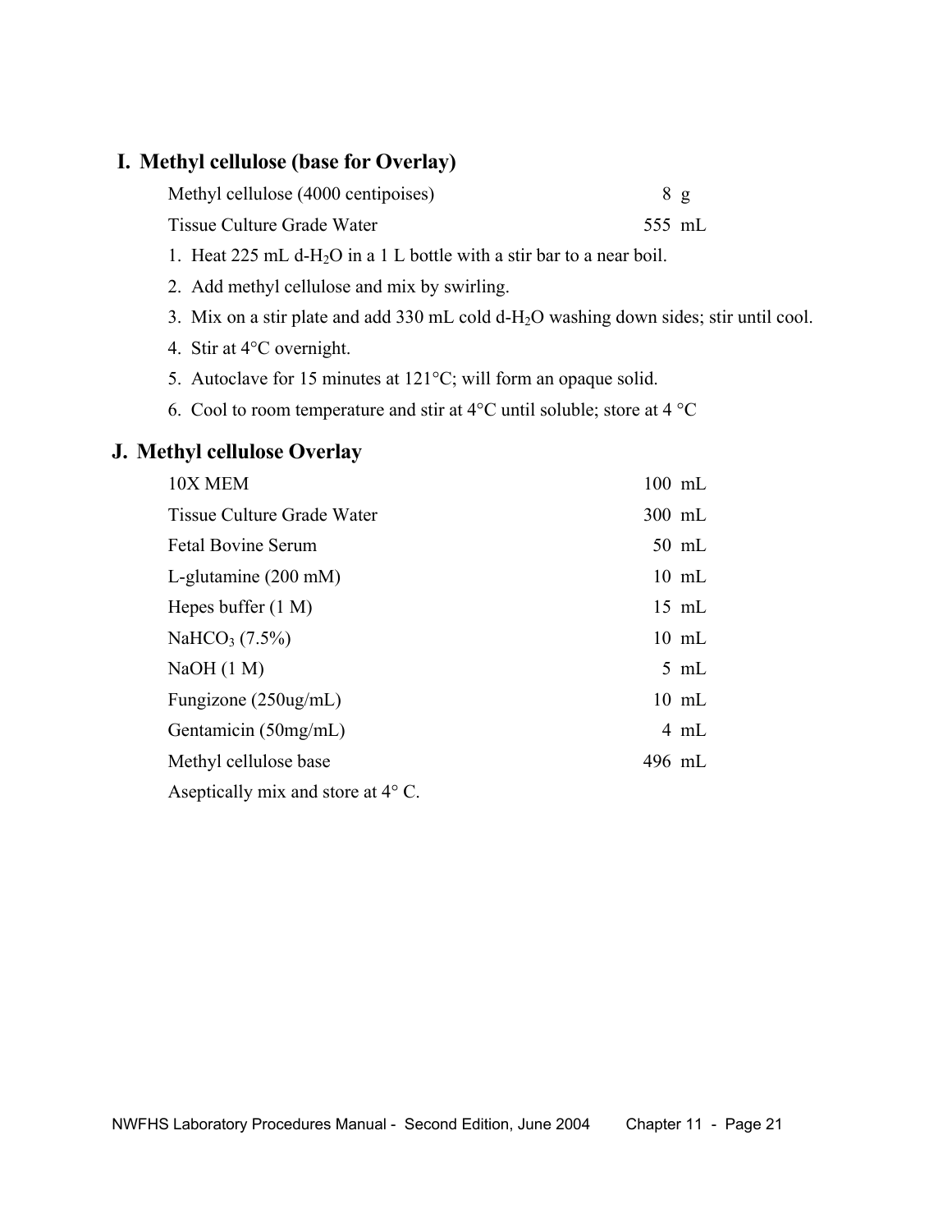## I. Methyl cellulose (base for Overlay)

| | |
|---|---|
| Methyl cellulose (4000 centipoises) | 8 g |
| Tissue Culture Grade Water | 555 mL |

1. Heat 225 mL d-$H_2O$ in a 1 L bottle with a stir bar to a near boil.
2. Add methyl cellulose and mix by swirling.
3. Mix on a stir plate and add 330 mL cold d-$H_2O$ washing down sides; stir until cool.
4. Stir at 4°C overnight.
5. Autoclave for 15 minutes at 121°C; will form an opaque solid.
6. Cool to room temperature and stir at 4°C until soluble; store at 4 °C

## J. Methyl cellulose Overlay

| | |
|---|---|
| 10X MEM | 100 mL |
| Tissue Culture Grade Water | 300 mL |
| Fetal Bovine Serum | 50 mL |
| L-glutamine (200 mM) | 10 mL |
| Hepes buffer (1 M) | 15 mL |
| $NaHCO_3$ (7.5%) | 10 mL |
| NaOH (1 M) | 5 mL |
| Fungizone (250ug/mL) | 10 mL |
| Gentamicin (50mg/mL) | 4 mL |
| Methyl cellulose base | 496 mL |

Aseptically mix and store at 4° C.